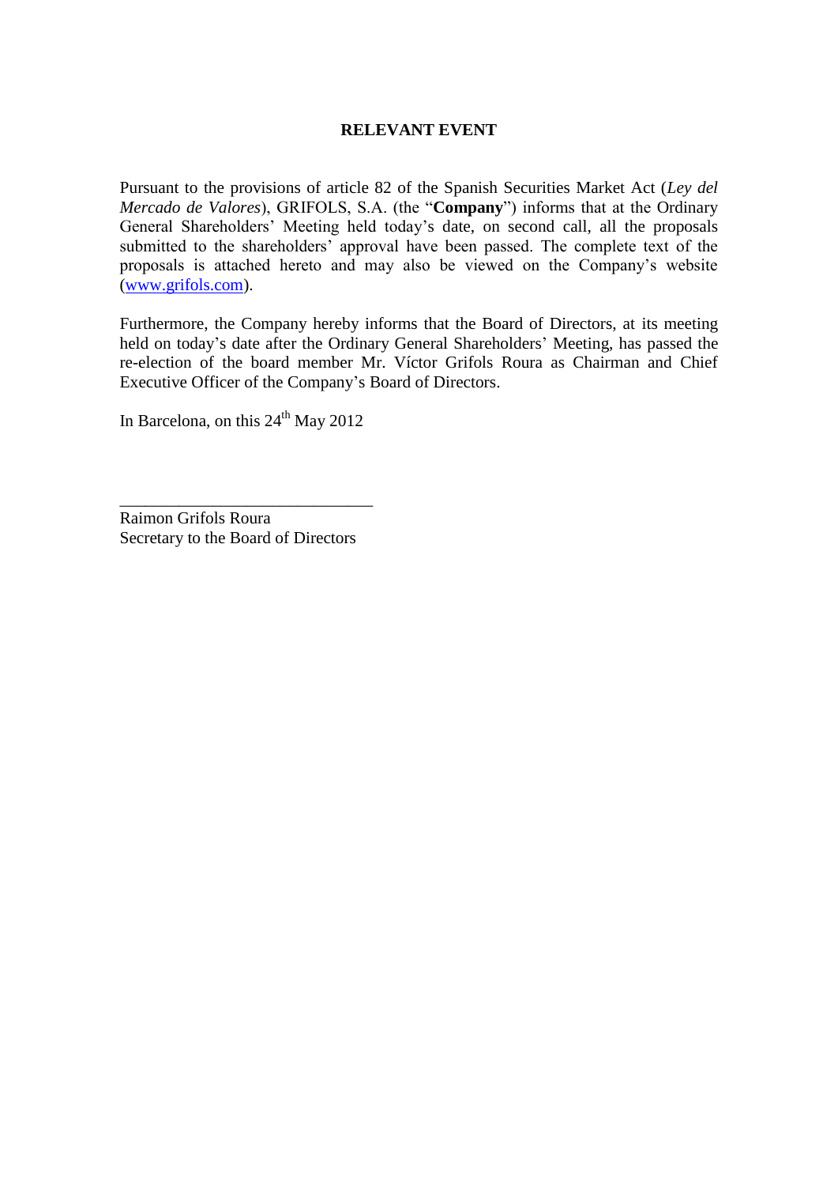# RELEVANT EVENT

Pursuant to the provisions of article 82 of the Spanish Securities Market Act (*Ley del Mercado de Valores*), GRIFOLS, S.A. (the "**Company**") informs that at the Ordinary General Shareholders' Meeting held today's date, on second call, all the proposals submitted to the shareholders' approval have been passed. The complete text of the proposals is attached hereto and may also be viewed on the Company's website (www.grifols.com).

Furthermore, the Company hereby informs that the Board of Directors, at its meeting held on today's date after the Ordinary General Shareholders' Meeting, has passed the re-election of the board member Mr. Víctor Grifols Roura as Chairman and Chief Executive Officer of the Company's Board of Directors.

In Barcelona, on this 24th May 2012

\_\_\_\_\_\_\_\_\_\_\_\_\_\_\_\_\_\_\_\_\_\_\_\_\_\_\_\_\_\_

Raimon Grifols Roura
Secretary to the Board of Directors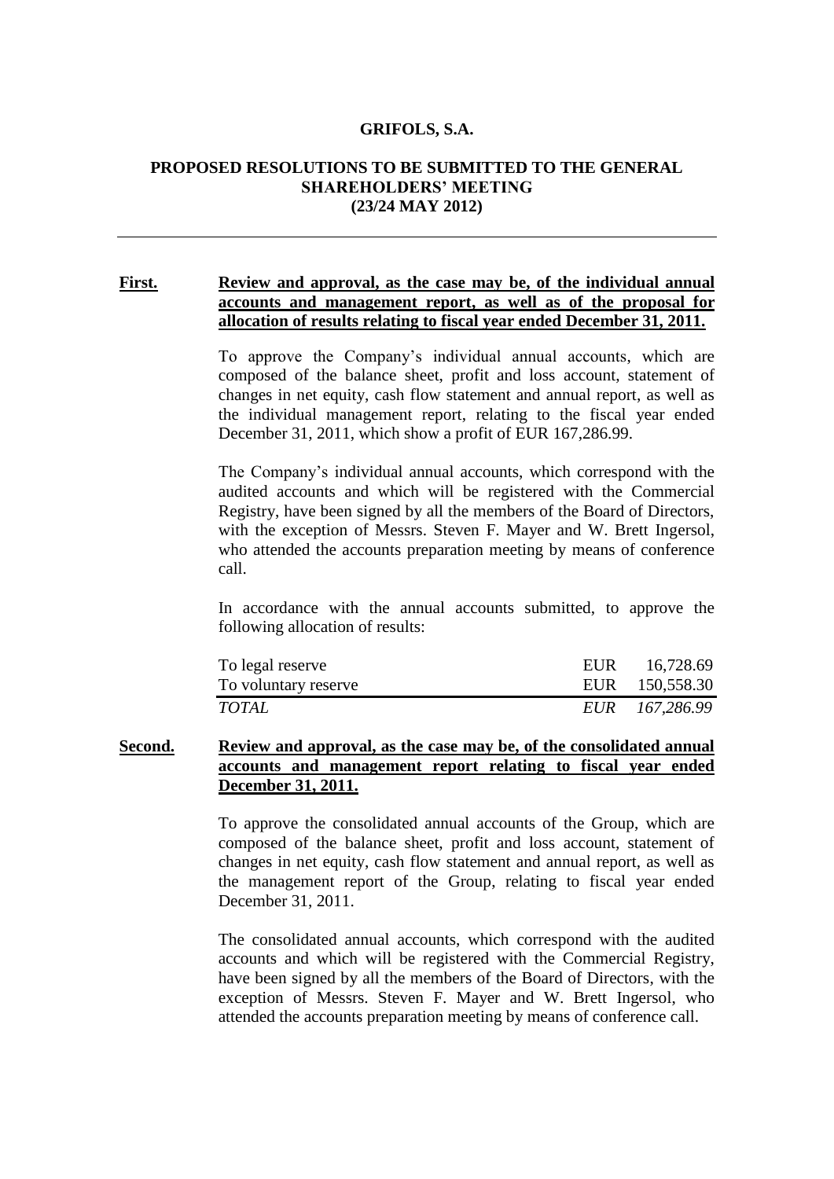**GRIFOLS, S.A.**

**PROPOSED RESOLUTIONS TO BE SUBMITTED TO THE GENERAL SHAREHOLDERS' MEETING (23/24 MAY 2012)**

---

**First.** **Review and approval, as the case may be, of the individual annual accounts and management report, as well as of the proposal for allocation of results relating to fiscal year ended December 31, 2011.**

To approve the Company's individual annual accounts, which are composed of the balance sheet, profit and loss account, statement of changes in net equity, cash flow statement and annual report, as well as the individual management report, relating to the fiscal year ended December 31, 2011, which show a profit of EUR 167,286.99.

The Company's individual annual accounts, which correspond with the audited accounts and which will be registered with the Commercial Registry, have been signed by all the members of the Board of Directors, with the exception of Messrs. Steven F. Mayer and W. Brett Ingersol, who attended the accounts preparation meeting by means of conference call.

In accordance with the annual accounts submitted, to approve the following allocation of results:

| | | |
|---|---|---|
| To legal reserve | EUR | 16,728.69 |
| To voluntary reserve | EUR | 150,558.30 |
| *TOTAL* | *EUR* | *167,286.99* |

**Second.** **Review and approval, as the case may be, of the consolidated annual accounts and management report relating to fiscal year ended December 31, 2011.**

To approve the consolidated annual accounts of the Group, which are composed of the balance sheet, profit and loss account, statement of changes in net equity, cash flow statement and annual report, as well as the management report of the Group, relating to fiscal year ended December 31, 2011.

The consolidated annual accounts, which correspond with the audited accounts and which will be registered with the Commercial Registry, have been signed by all the members of the Board of Directors, with the exception of Messrs. Steven F. Mayer and W. Brett Ingersol, who attended the accounts preparation meeting by means of conference call.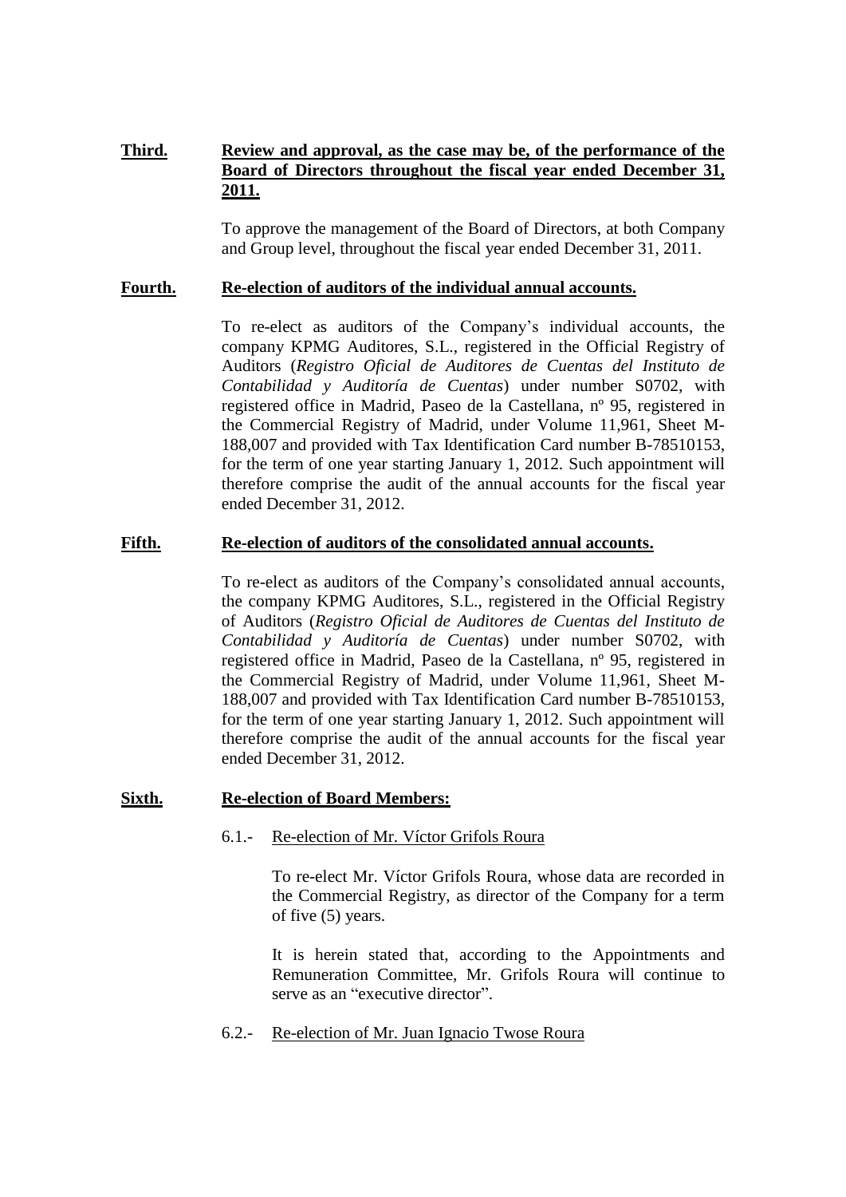**Third.** **Review and approval, as the case may be, of the performance of the Board of Directors throughout the fiscal year ended December 31, 2011.**

To approve the management of the Board of Directors, at both Company and Group level, throughout the fiscal year ended December 31, 2011.

**Fourth.** **Re-election of auditors of the individual annual accounts.**

To re-elect as auditors of the Company's individual accounts, the company KPMG Auditores, S.L., registered in the Official Registry of Auditors (*Registro Oficial de Auditores de Cuentas del Instituto de Contabilidad y Auditoría de Cuentas*) under number S0702, with registered office in Madrid, Paseo de la Castellana, nº 95, registered in the Commercial Registry of Madrid, under Volume 11,961, Sheet M-188,007 and provided with Tax Identification Card number B-78510153, for the term of one year starting January 1, 2012. Such appointment will therefore comprise the audit of the annual accounts for the fiscal year ended December 31, 2012.

**Fifth.** **Re-election of auditors of the consolidated annual accounts.**

To re-elect as auditors of the Company's consolidated annual accounts, the company KPMG Auditores, S.L., registered in the Official Registry of Auditors (*Registro Oficial de Auditores de Cuentas del Instituto de Contabilidad y Auditoría de Cuentas*) under number S0702, with registered office in Madrid, Paseo de la Castellana, nº 95, registered in the Commercial Registry of Madrid, under Volume 11,961, Sheet M-188,007 and provided with Tax Identification Card number B-78510153, for the term of one year starting January 1, 2012. Such appointment will therefore comprise the audit of the annual accounts for the fiscal year ended December 31, 2012.

**Sixth.** **Re-election of Board Members:**

6.1.- Re-election of Mr. Víctor Grifols Roura

To re-elect Mr. Víctor Grifols Roura, whose data are recorded in the Commercial Registry, as director of the Company for a term of five (5) years.

It is herein stated that, according to the Appointments and Remuneration Committee, Mr. Grifols Roura will continue to serve as an "executive director".

6.2.- Re-election of Mr. Juan Ignacio Twose Roura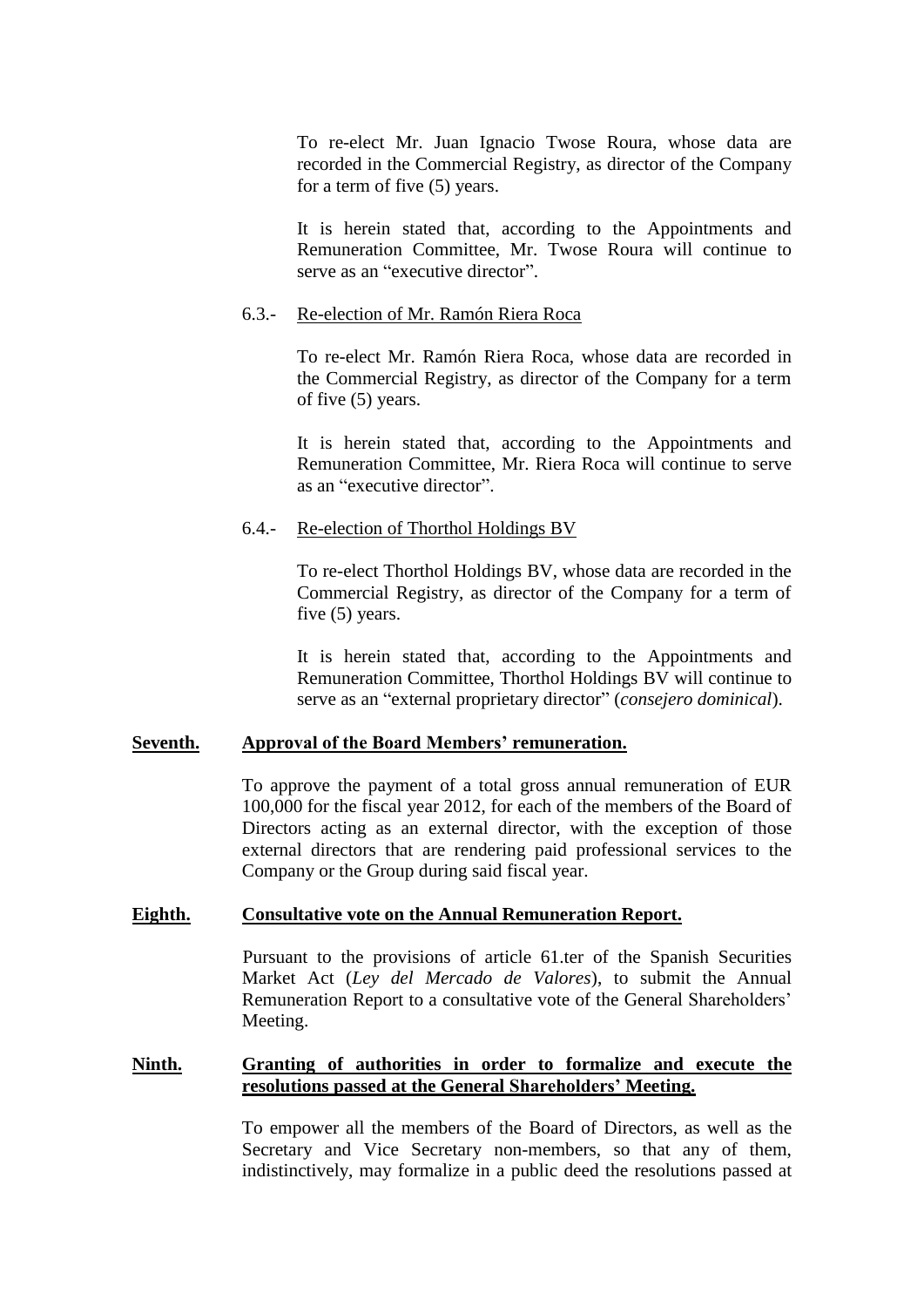To re-elect Mr. Juan Ignacio Twose Roura, whose data are recorded in the Commercial Registry, as director of the Company for a term of five (5) years.

It is herein stated that, according to the Appointments and Remuneration Committee, Mr. Twose Roura will continue to serve as an "executive director".

6.3.- Re-election of Mr. Ramón Riera Roca

To re-elect Mr. Ramón Riera Roca, whose data are recorded in the Commercial Registry, as director of the Company for a term of five (5) years.

It is herein stated that, according to the Appointments and Remuneration Committee, Mr. Riera Roca will continue to serve as an "executive director".

6.4.- Re-election of Thorthol Holdings BV

To re-elect Thorthol Holdings BV, whose data are recorded in the Commercial Registry, as director of the Company for a term of five (5) years.

It is herein stated that, according to the Appointments and Remuneration Committee, Thorthol Holdings BV will continue to serve as an "external proprietary director" (*consejero dominical*).

**Seventh. Approval of the Board Members' remuneration.**

To approve the payment of a total gross annual remuneration of EUR 100,000 for the fiscal year 2012, for each of the members of the Board of Directors acting as an external director, with the exception of those external directors that are rendering paid professional services to the Company or the Group during said fiscal year.

**Eighth. Consultative vote on the Annual Remuneration Report.**

Pursuant to the provisions of article 61.ter of the Spanish Securities Market Act (*Ley del Mercado de Valores*), to submit the Annual Remuneration Report to a consultative vote of the General Shareholders' Meeting.

**Ninth. Granting of authorities in order to formalize and execute the resolutions passed at the General Shareholders' Meeting.**

To empower all the members of the Board of Directors, as well as the Secretary and Vice Secretary non-members, so that any of them, indistinctively, may formalize in a public deed the resolutions passed at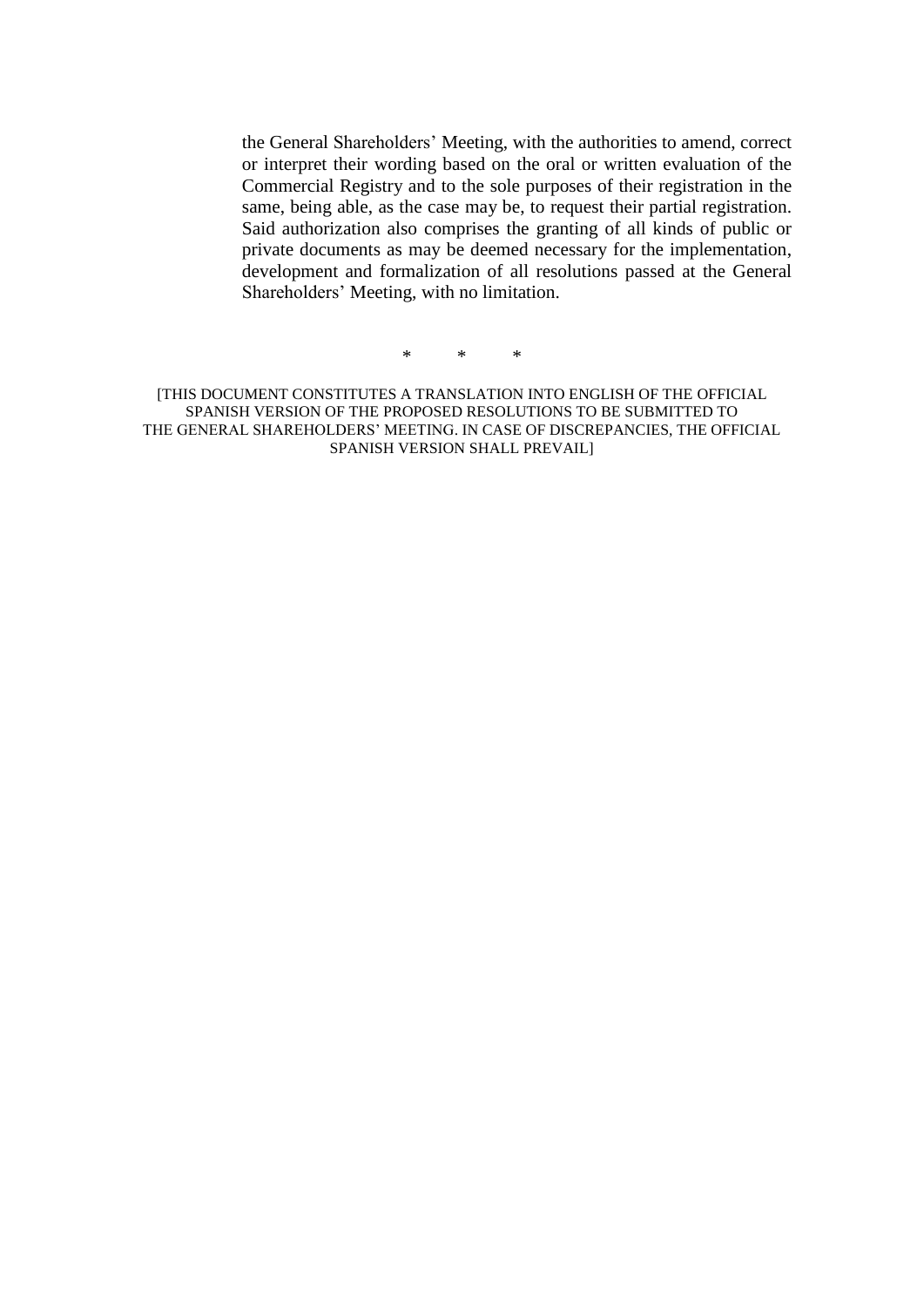the General Shareholders' Meeting, with the authorities to amend, correct or interpret their wording based on the oral or written evaluation of the Commercial Registry and to the sole purposes of their registration in the same, being able, as the case may be, to request their partial registration. Said authorization also comprises the granting of all kinds of public or private documents as may be deemed necessary for the implementation, development and formalization of all resolutions passed at the General Shareholders' Meeting, with no limitation.

\* \* \*

[THIS DOCUMENT CONSTITUTES A TRANSLATION INTO ENGLISH OF THE OFFICIAL SPANISH VERSION OF THE PROPOSED RESOLUTIONS TO BE SUBMITTED TO THE GENERAL SHAREHOLDERS' MEETING. IN CASE OF DISCREPANCIES, THE OFFICIAL SPANISH VERSION SHALL PREVAIL]